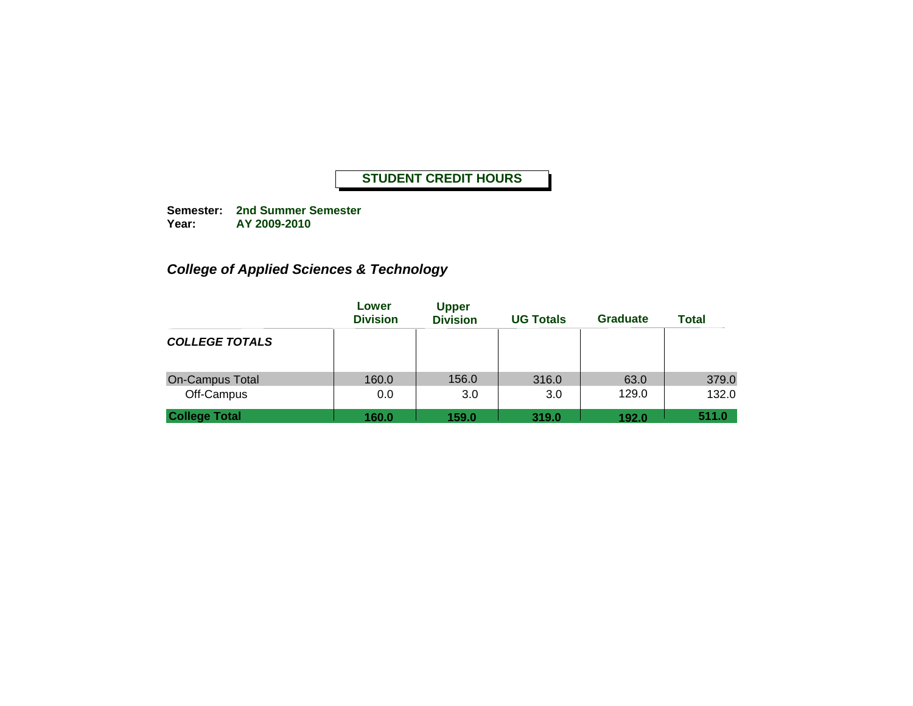# STUDENT CREDIT HOURS

**Semester:** **2nd Summer Semester**
**Year:** **AY 2009-2010**

## *College of Applied Sciences & Technology*

| | Lower Division | Upper Division | UG Totals | Graduate | Total |
|---|---|---|---|---|---|
| ***COLLEGE TOTALS*** | | | | | |
| On-Campus Total | 160.0 | 156.0 | 316.0 | 63.0 | 379.0 |
| Off-Campus | 0.0 | 3.0 | 3.0 | 129.0 | 132.0 |
| **College Total** | **160.0** | **159.0** | **319.0** | **192.0** | **511.0** |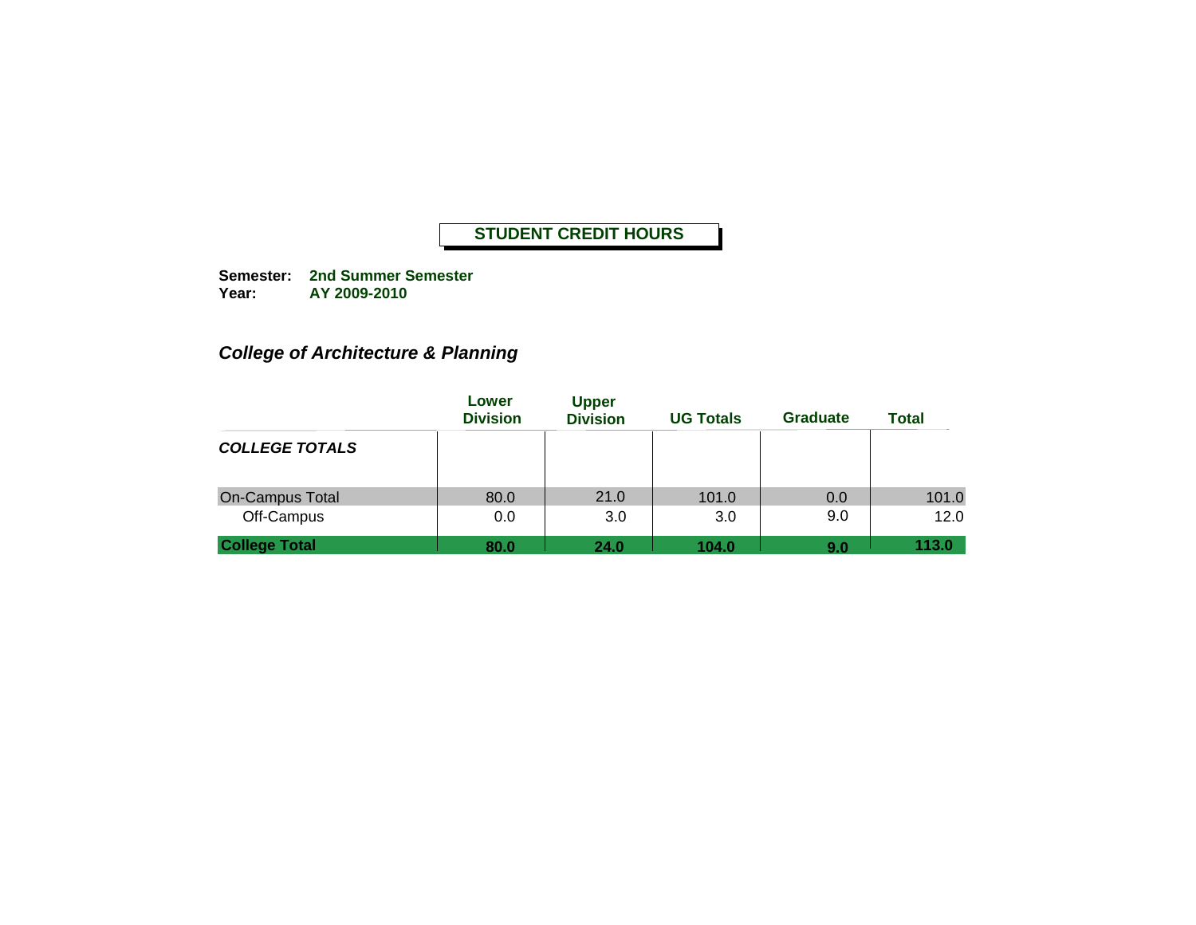# STUDENT CREDIT HOURS

**Semester:** **2nd Summer Semester**
**Year:** **AY 2009-2010**

### *College of Architecture & Planning*

| | Lower Division | Upper Division | UG Totals | Graduate | Total |
|---|---|---|---|---|---|
| ***COLLEGE TOTALS*** | | | | | |
| On-Campus Total | 80.0 | 21.0 | 101.0 | 0.0 | 101.0 |
| Off-Campus | 0.0 | 3.0 | 3.0 | 9.0 | 12.0 |
| **College Total** | **80.0** | **24.0** | **104.0** | **9.0** | **113.0** |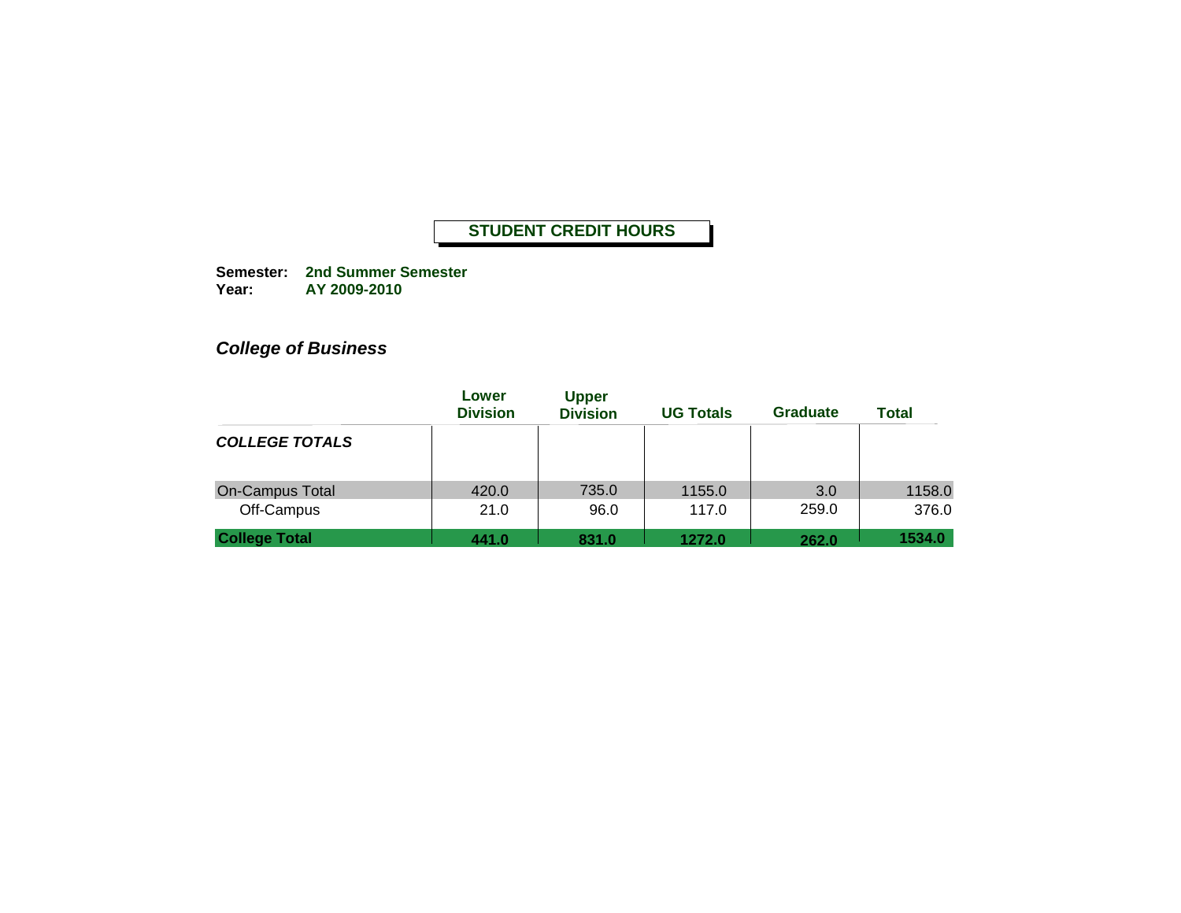# STUDENT CREDIT HOURS

**Semester:** **2nd Summer Semester**
**Year:** **AY 2009-2010**

## *College of Business*

| | Lower Division | Upper Division | UG Totals | Graduate | Total |
|---|---|---|---|---|---|
| ***COLLEGE TOTALS*** | | | | | |
| On-Campus Total | 420.0 | 735.0 | 1155.0 | 3.0 | 1158.0 |
| Off-Campus | 21.0 | 96.0 | 117.0 | 259.0 | 376.0 |
| **College Total** | **441.0** | **831.0** | **1272.0** | **262.0** | **1534.0** |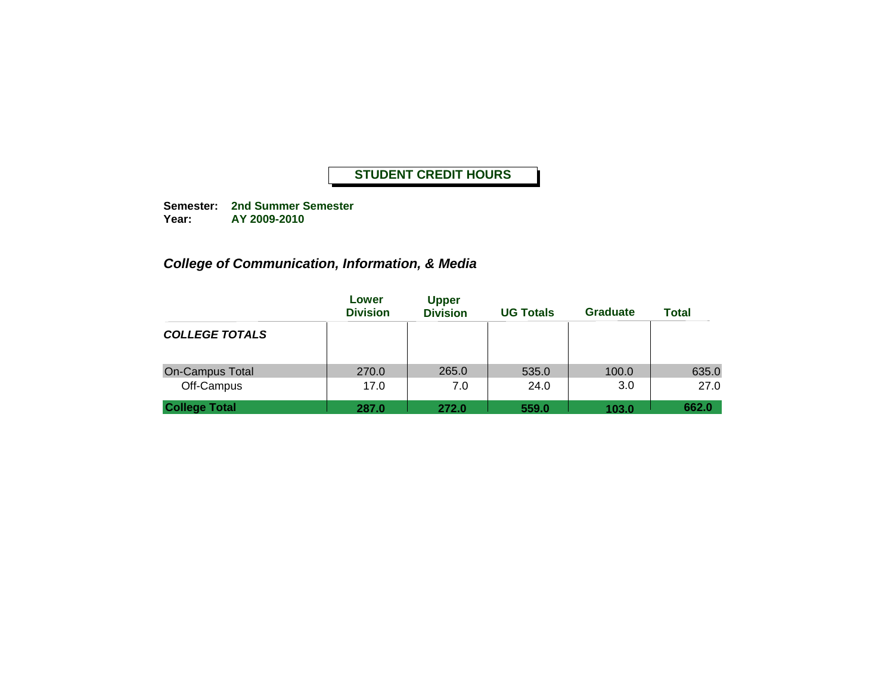# STUDENT CREDIT HOURS

**Semester:** **2nd Summer Semester**
**Year:** **AY 2009-2010**

## *College of Communication, Information, & Media*

| | Lower Division | Upper Division | UG Totals | Graduate | Total |
|---|---|---|---|---|---|
| ***COLLEGE TOTALS*** | | | | | |
| On-Campus Total | 270.0 | 265.0 | 535.0 | 100.0 | 635.0 |
| Off-Campus | 17.0 | 7.0 | 24.0 | 3.0 | 27.0 |
| **College Total** | **287.0** | **272.0** | **559.0** | **103.0** | **662.0** |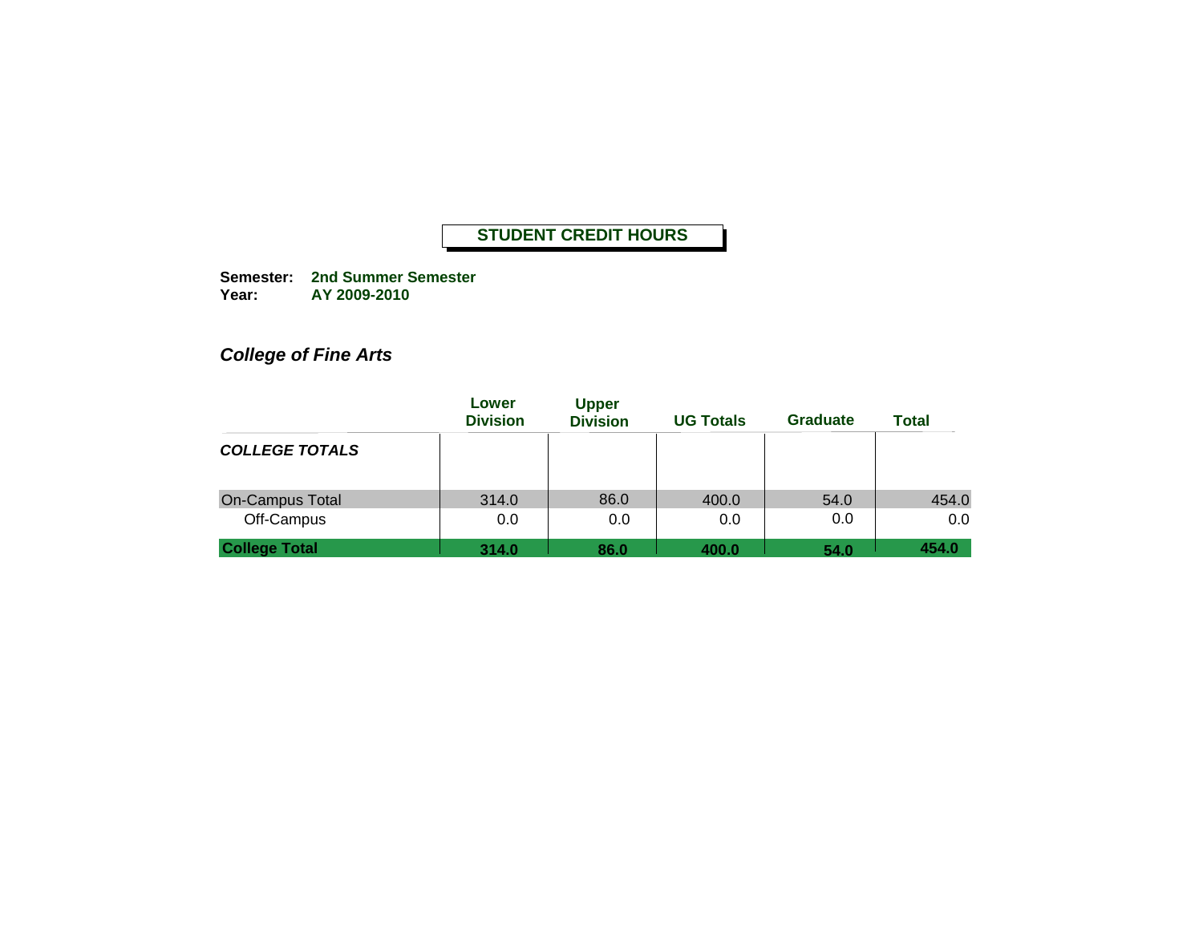# STUDENT CREDIT HOURS

**Semester:** **2nd Summer Semester**
**Year:** **AY 2009-2010**

## *College of Fine Arts*

| | Lower Division | Upper Division | UG Totals | Graduate | Total |
|---|---|---|---|---|---|
| ***COLLEGE TOTALS*** | | | | | |
| On-Campus Total | 314.0 | 86.0 | 400.0 | 54.0 | 454.0 |
| Off-Campus | 0.0 | 0.0 | 0.0 | 0.0 | 0.0 |
| **College Total** | **314.0** | **86.0** | **400.0** | **54.0** | **454.0** |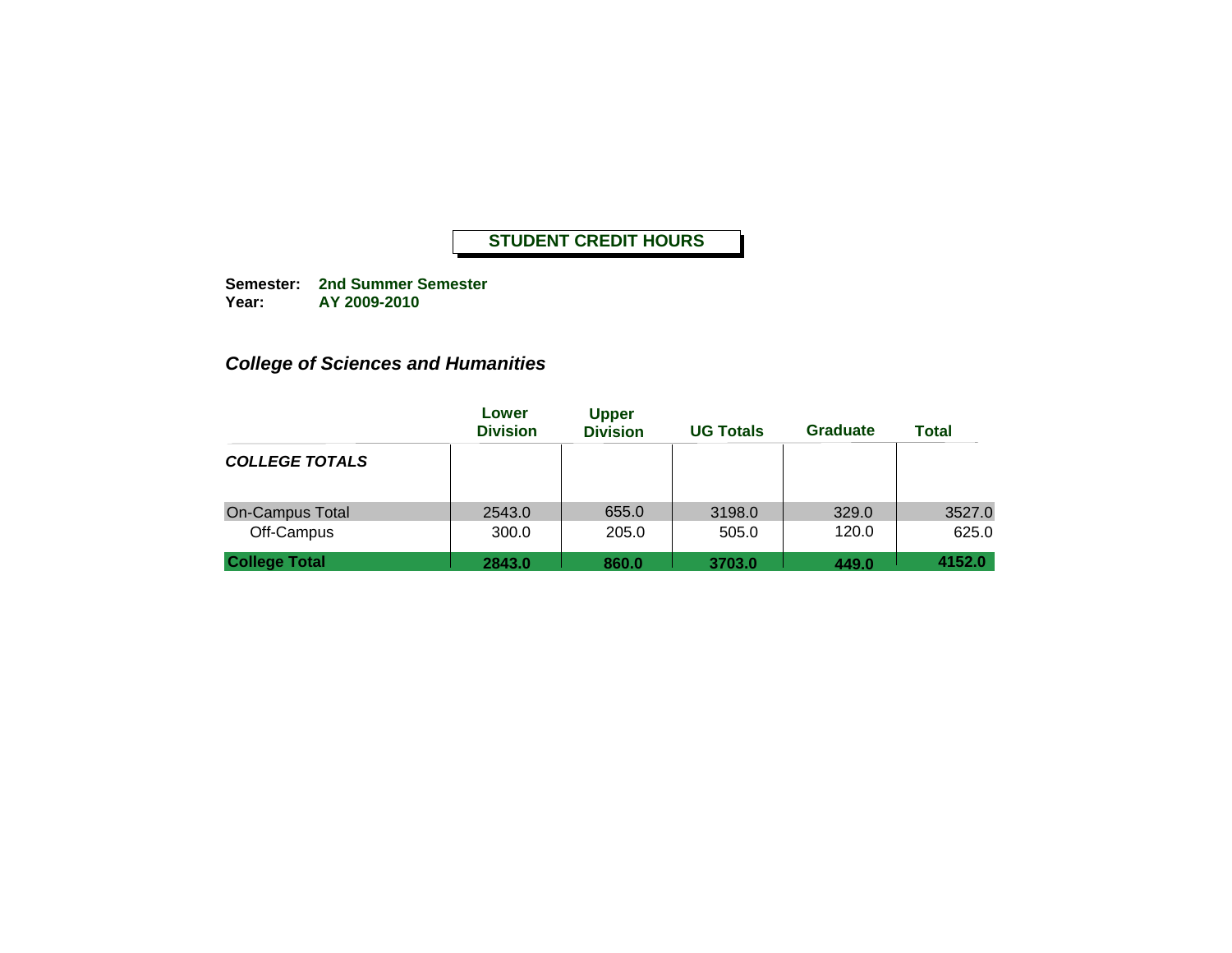# STUDENT CREDIT HOURS

**Semester:** **2nd Summer Semester**
**Year:** **AY 2009-2010**

## *College of Sciences and Humanities*

| | Lower Division | Upper Division | UG Totals | Graduate | Total |
|---|---|---|---|---|---|
| ***COLLEGE TOTALS*** | | | | | |
| On-Campus Total | 2543.0 | 655.0 | 3198.0 | 329.0 | 3527.0 |
| Off-Campus | 300.0 | 205.0 | 505.0 | 120.0 | 625.0 |
| **College Total** | **2843.0** | **860.0** | **3703.0** | **449.0** | **4152.0** |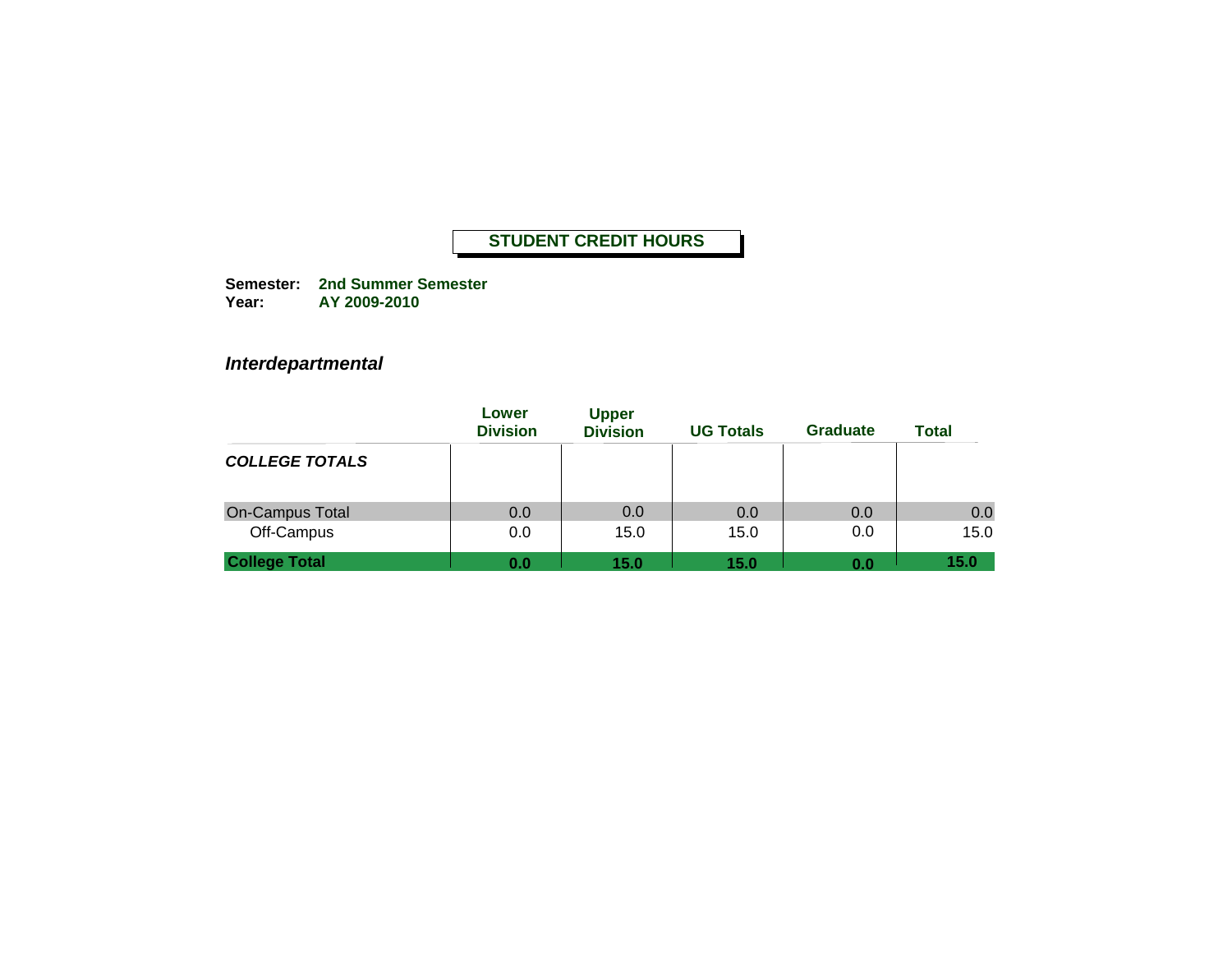# STUDENT CREDIT HOURS

**Semester:** **2nd Summer Semester**
**Year:** **AY 2009-2010**

## *Interdepartmental*

| | Lower Division | Upper Division | UG Totals | Graduate | Total |
|---|---|---|---|---|---|
| ***COLLEGE TOTALS*** | | | | | |
| On-Campus Total | 0.0 | 0.0 | 0.0 | 0.0 | 0.0 |
| Off-Campus | 0.0 | 15.0 | 15.0 | 0.0 | 15.0 |
| **College Total** | **0.0** | **15.0** | **15.0** | **0.0** | **15.0** |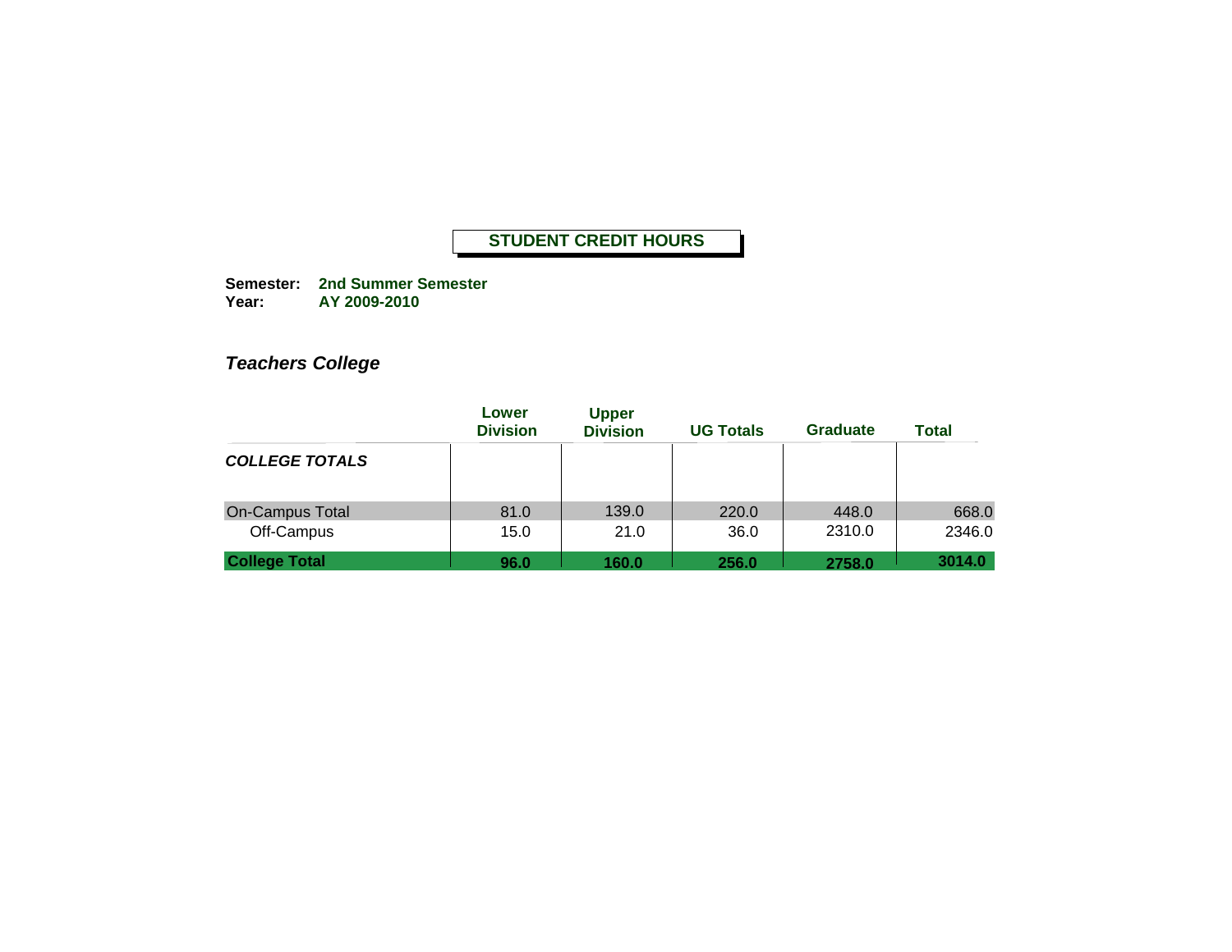# STUDENT CREDIT HOURS

**Semester:** **2nd Summer Semester**
**Year:** **AY 2009-2010**

## *Teachers College*

| | Lower Division | Upper Division | UG Totals | Graduate | Total |
|---|---|---|---|---|---|
| ***COLLEGE TOTALS*** | | | | | |
| On-Campus Total | 81.0 | 139.0 | 220.0 | 448.0 | 668.0 |
| Off-Campus | 15.0 | 21.0 | 36.0 | 2310.0 | 2346.0 |
| **College Total** | **96.0** | **160.0** | **256.0** | **2758.0** | **3014.0** |